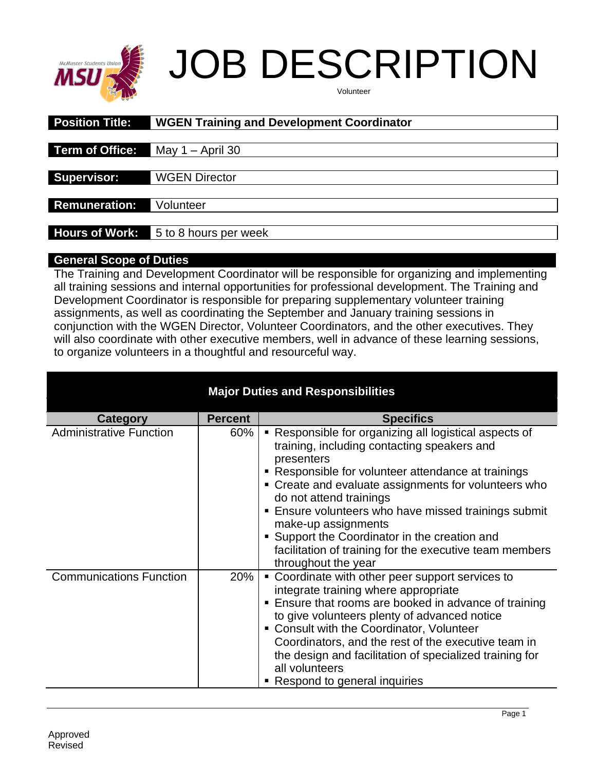# JOB DESCRIPTION

Volunteer

| **Position Title:** | **WGEN Training and Development Coordinator** |
|---|---|
| **Term of Office:** | May 1 – April 30 |
| **Supervisor:** | WGEN Director |
| **Remuneration:** | Volunteer |
| **Hours of Work:** | 5 to 8 hours per week |

## General Scope of Duties

The Training and Development Coordinator will be responsible for organizing and implementing all training sessions and internal opportunities for professional development. The Training and Development Coordinator is responsible for preparing supplementary volunteer training assignments, as well as coordinating the September and January training sessions in conjunction with the WGEN Director, Volunteer Coordinators, and the other executives. They will also coordinate with other executive members, well in advance of these learning sessions, to organize volunteers in a thoughtful and resourceful way.

## Major Duties and Responsibilities

| Category | Percent | Specifics |
|---|---|---|
| Administrative Function | 60% | ▪ Responsible for organizing all logistical aspects of training, including contacting speakers and presenters<br>▪ Responsible for volunteer attendance at trainings<br>▪ Create and evaluate assignments for volunteers who do not attend trainings<br>▪ Ensure volunteers who have missed trainings submit make-up assignments<br>▪ Support the Coordinator in the creation and facilitation of training for the executive team members throughout the year |
| Communications Function | 20% | ▪ Coordinate with other peer support services to integrate training where appropriate<br>▪ Ensure that rooms are booked in advance of training to give volunteers plenty of advanced notice<br>▪ Consult with the Coordinator, Volunteer Coordinators, and the rest of the executive team in the design and facilitation of specialized training for all volunteers<br>▪ Respond to general inquiries |

Approved
Revised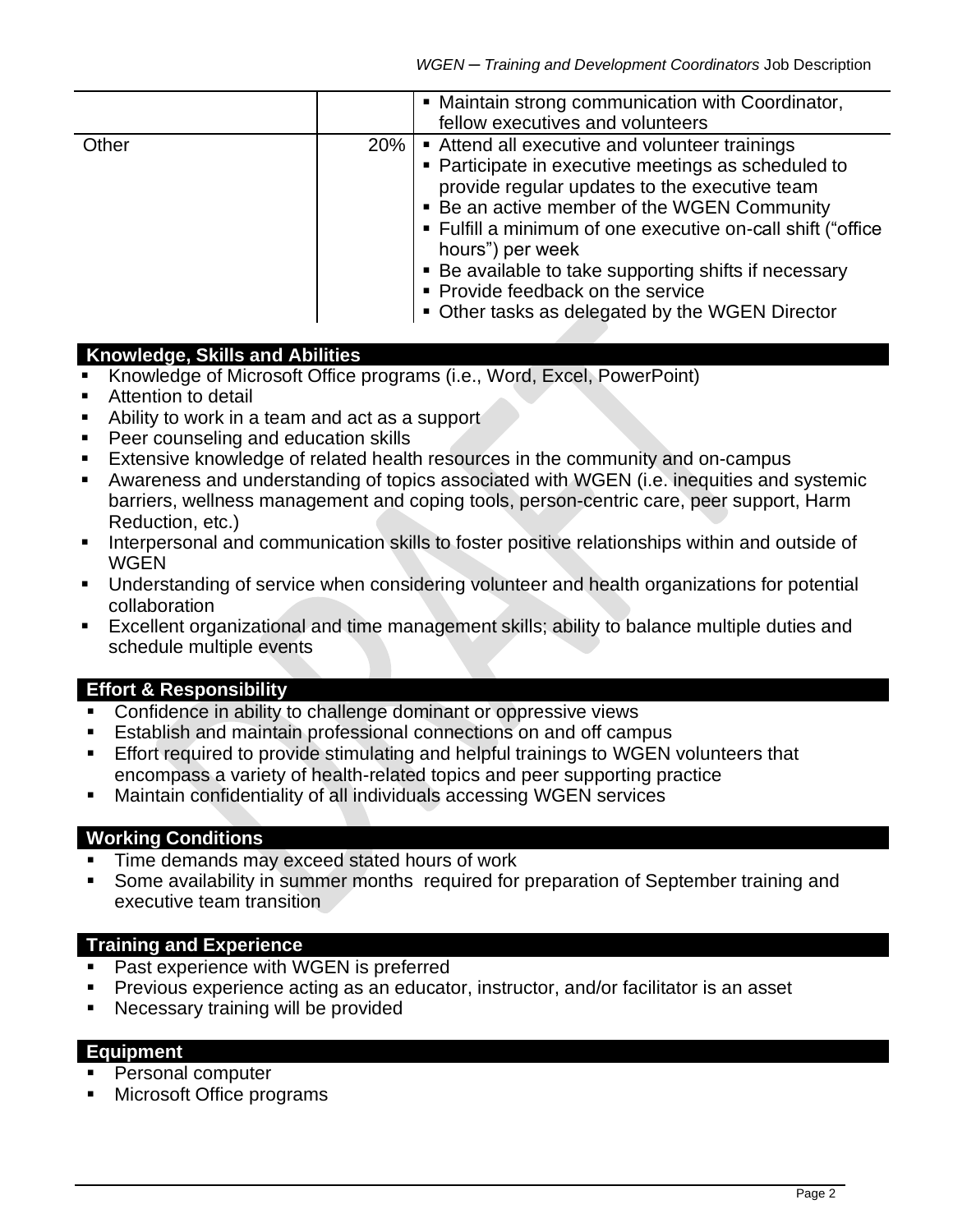| | | |
|---|---|---|
| | | ▪ Maintain strong communication with Coordinator, fellow executives and volunteers |
| Other | 20% | ▪ Attend all executive and volunteer trainings<br>▪ Participate in executive meetings as scheduled to provide regular updates to the executive team<br>▪ Be an active member of the WGEN Community<br>▪ Fulfill a minimum of one executive on-call shift ("office hours") per week<br>▪ Be available to take supporting shifts if necessary<br>▪ Provide feedback on the service<br>▪ Other tasks as delegated by the WGEN Director |

## Knowledge, Skills and Abilities

- Knowledge of Microsoft Office programs (i.e., Word, Excel, PowerPoint)
- Attention to detail
- Ability to work in a team and act as a support
- Peer counseling and education skills
- Extensive knowledge of related health resources in the community and on-campus
- Awareness and understanding of topics associated with WGEN (i.e. inequities and systemic barriers, wellness management and coping tools, person-centric care, peer support, Harm Reduction, etc.)
- Interpersonal and communication skills to foster positive relationships within and outside of WGEN
- Understanding of service when considering volunteer and health organizations for potential collaboration
- Excellent organizational and time management skills; ability to balance multiple duties and schedule multiple events

## Effort & Responsibility

- Confidence in ability to challenge dominant or oppressive views
- Establish and maintain professional connections on and off campus
- Effort required to provide stimulating and helpful trainings to WGEN volunteers that encompass a variety of health-related topics and peer supporting practice
- Maintain confidentiality of all individuals accessing WGEN services

## Working Conditions

- Time demands may exceed stated hours of work
- Some availability in summer months required for preparation of September training and executive team transition

## Training and Experience

- Past experience with WGEN is preferred
- Previous experience acting as an educator, instructor, and/or facilitator is an asset
- Necessary training will be provided

## Equipment

- Personal computer
- Microsoft Office programs